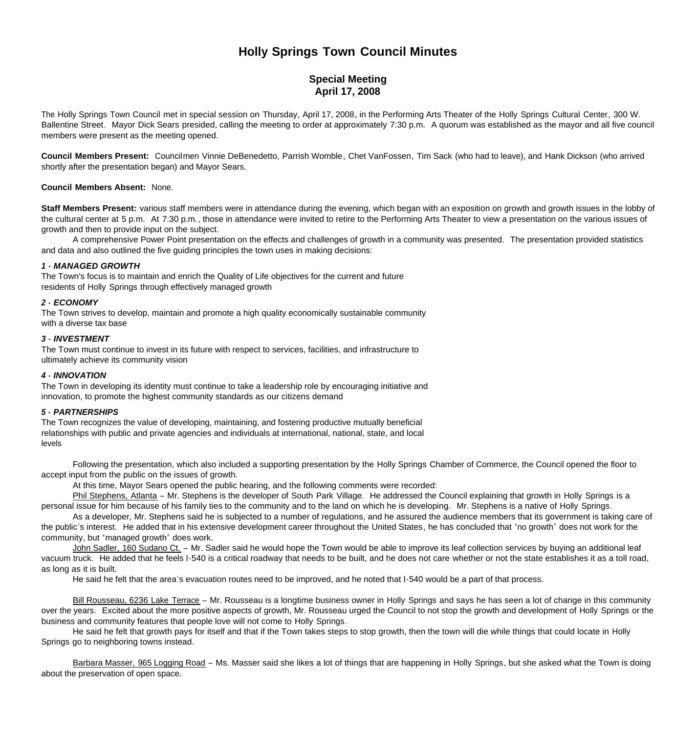# Holly Springs Town Council Minutes

## Special Meeting
## April 17, 2008

The Holly Springs Town Council met in special session on Thursday, April 17, 2008, in the Performing Arts Theater of the Holly Springs Cultural Center, 300 W. Ballentine Street. Mayor Dick Sears presided, calling the meeting to order at approximately 7:30 p.m. A quorum was established as the mayor and all five council members were present as the meeting opened.

**Council Members Present:** Councilmen Vinnie DeBenedetto, Parrish Womble, Chet VanFossen, Tim Sack (who had to leave), and Hank Dickson (who arrived shortly after the presentation began) and Mayor Sears.

**Council Members Absent:** None.

**Staff Members Present:** various staff members were in attendance during the evening, which began with an exposition on growth and growth issues in the lobby of the cultural center at 5 p.m. At 7:30 p.m., those in attendance were invited to retire to the Performing Arts Theater to view a presentation on the various issues of growth and then to provide input on the subject.

A comprehensive Power Point presentation on the effects and challenges of growth in a community was presented. The presentation provided statistics and data and also outlined the five guiding principles the town uses in making decisions:

***1 - MANAGED GROWTH***
The Town's focus is to maintain and enrich the Quality of Life objectives for the current and future residents of Holly Springs through effectively managed growth

***2 - ECONOMY***
The Town strives to develop, maintain and promote a high quality economically sustainable community with a diverse tax base

***3 - INVESTMENT***
The Town must continue to invest in its future with respect to services, facilities, and infrastructure to ultimately achieve its community vision

***4 - INNOVATION***
The Town in developing its identity must continue to take a leadership role by encouraging initiative and innovation, to promote the highest community standards as our citizens demand

***5 - PARTNERSHIPS***
The Town recognizes the value of developing, maintaining, and fostering productive mutually beneficial relationships with public and private agencies and individuals at international, national, state, and local levels

Following the presentation, which also included a supporting presentation by the Holly Springs Chamber of Commerce, the Council opened the floor to accept input from the public on the issues of growth.

At this time, Mayor Sears opened the public hearing, and the following comments were recorded:

Phil Stephens, Atlanta – Mr. Stephens is the developer of South Park Village. He addressed the Council explaining that growth in Holly Springs is a personal issue for him because of his family ties to the community and to the land on which he is developing. Mr. Stephens is a native of Holly Springs.

As a developer, Mr. Stephens said he is subjected to a number of regulations, and he assured the audience members that its government is taking care of the public's interest. He added that in his extensive development career throughout the United States, he has concluded that "no growth" does not work for the community, but "managed growth" does work.

John Sadler, 160 Sudano Ct. – Mr. Sadler said he would hope the Town would be able to improve its leaf collection services by buying an additional leaf vacuum truck. He added that he feels I-540 is a critical roadway that needs to be built, and he does not care whether or not the state establishes it as a toll road, as long as it is built.

He said he felt that the area's evacuation routes need to be improved, and he noted that I-540 would be a part of that process.

Bill Rousseau, 6236 Lake Terrace – Mr. Rousseau is a longtime business owner in Holly Springs and says he has seen a lot of change in this community over the years. Excited about the more positive aspects of growth, Mr. Rousseau urged the Council to not stop the growth and development of Holly Springs or the business and community features that people love will not come to Holly Springs.

He said he felt that growth pays for itself and that if the Town takes steps to stop growth, then the town will die while things that could locate in Holly Springs go to neighboring towns instead.

Barbara Masser, 965 Logging Road – Ms. Masser said she likes a lot of things that are happening in Holly Springs, but she asked what the Town is doing about the preservation of open space.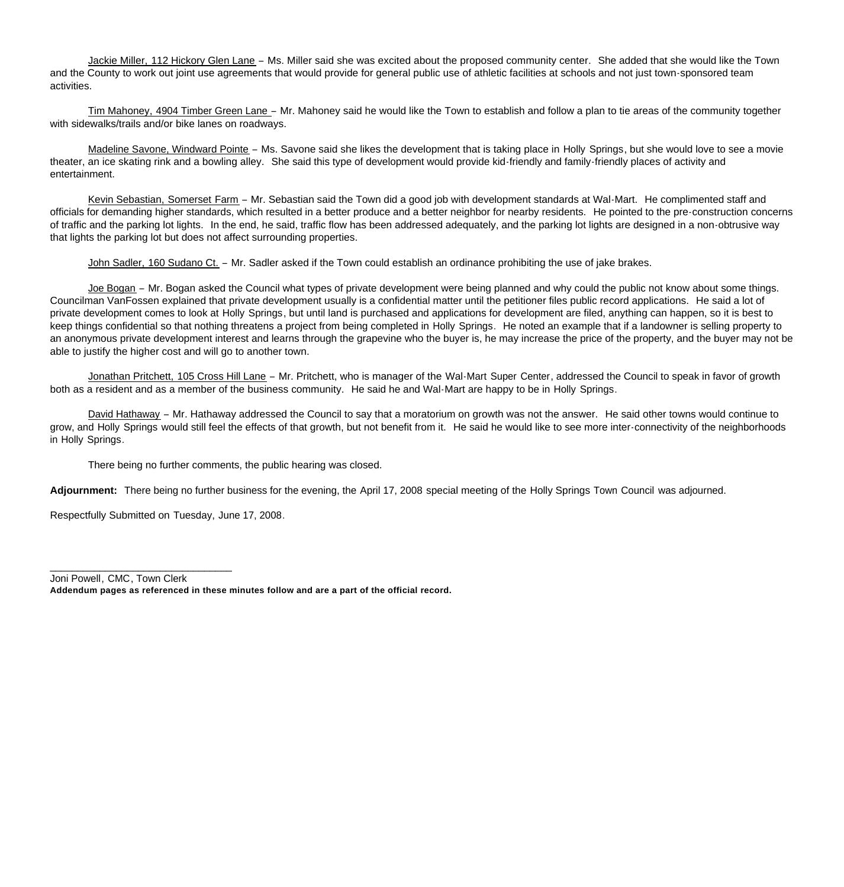Jackie Miller, 112 Hickory Glen Lane – Ms. Miller said she was excited about the proposed community center. She added that she would like the Town and the County to work out joint use agreements that would provide for general public use of athletic facilities at schools and not just town-sponsored team activities.

Tim Mahoney, 4904 Timber Green Lane – Mr. Mahoney said he would like the Town to establish and follow a plan to tie areas of the community together with sidewalks/trails and/or bike lanes on roadways.

Madeline Savone, Windward Pointe – Ms. Savone said she likes the development that is taking place in Holly Springs, but she would love to see a movie theater, an ice skating rink and a bowling alley. She said this type of development would provide kid-friendly and family-friendly places of activity and entertainment.

Kevin Sebastian, Somerset Farm – Mr. Sebastian said the Town did a good job with development standards at Wal-Mart. He complimented staff and officials for demanding higher standards, which resulted in a better produce and a better neighbor for nearby residents. He pointed to the pre-construction concerns of traffic and the parking lot lights. In the end, he said, traffic flow has been addressed adequately, and the parking lot lights are designed in a non-obtrusive way that lights the parking lot but does not affect surrounding properties.

John Sadler, 160 Sudano Ct. – Mr. Sadler asked if the Town could establish an ordinance prohibiting the use of jake brakes.

Joe Bogan – Mr. Bogan asked the Council what types of private development were being planned and why could the public not know about some things. Councilman VanFossen explained that private development usually is a confidential matter until the petitioner files public record applications. He said a lot of private development comes to look at Holly Springs, but until land is purchased and applications for development are filed, anything can happen, so it is best to keep things confidential so that nothing threatens a project from being completed in Holly Springs. He noted an example that if a landowner is selling property to an anonymous private development interest and learns through the grapevine who the buyer is, he may increase the price of the property, and the buyer may not be able to justify the higher cost and will go to another town.

Jonathan Pritchett, 105 Cross Hill Lane – Mr. Pritchett, who is manager of the Wal-Mart Super Center, addressed the Council to speak in favor of growth both as a resident and as a member of the business community. He said he and Wal-Mart are happy to be in Holly Springs.

David Hathaway – Mr. Hathaway addressed the Council to say that a moratorium on growth was not the answer. He said other towns would continue to grow, and Holly Springs would still feel the effects of that growth, but not benefit from it. He said he would like to see more inter-connectivity of the neighborhoods in Holly Springs.

There being no further comments, the public hearing was closed.

**Adjournment:** There being no further business for the evening, the April 17, 2008 special meeting of the Holly Springs Town Council was adjourned.

Respectfully Submitted on Tuesday, June 17, 2008.

_______________________________

Joni Powell, CMC, Town Clerk

**Addendum pages as referenced in these minutes follow and are a part of the official record.**